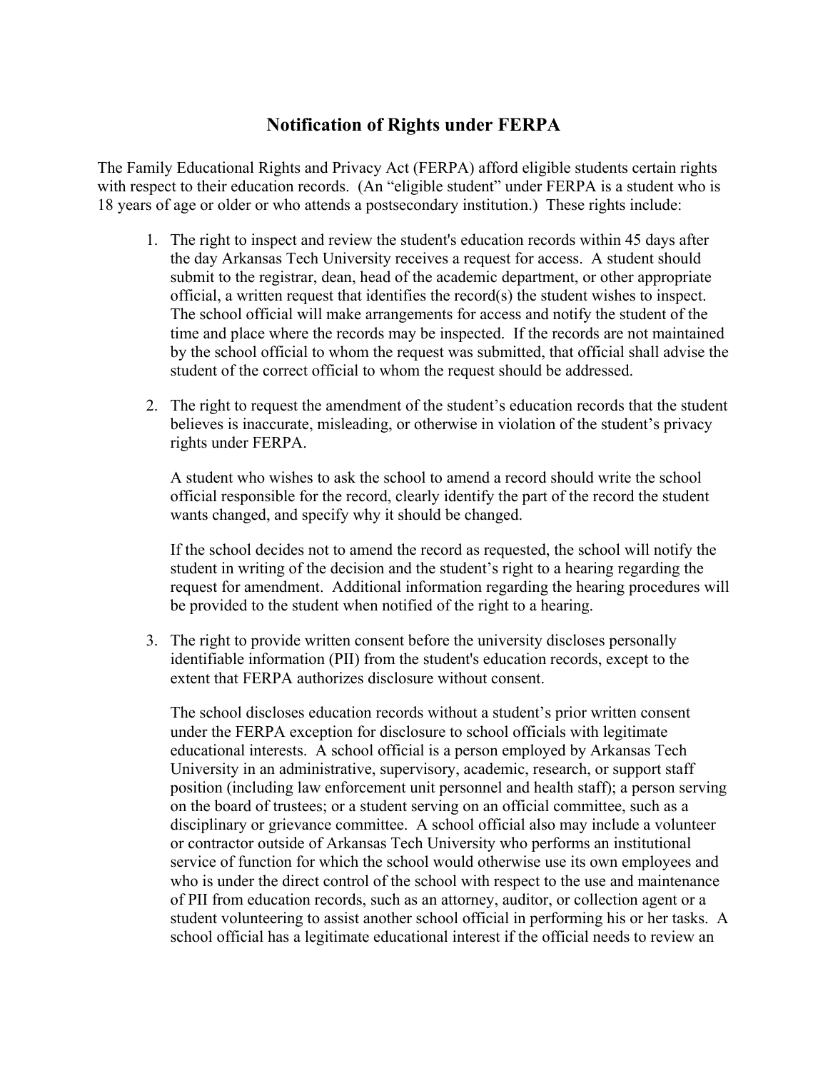# Notification of Rights under FERPA

The Family Educational Rights and Privacy Act (FERPA) afford eligible students certain rights with respect to their education records. (An "eligible student" under FERPA is a student who is 18 years of age or older or who attends a postsecondary institution.) These rights include:

1. The right to inspect and review the student's education records within 45 days after the day Arkansas Tech University receives a request for access. A student should submit to the registrar, dean, head of the academic department, or other appropriate official, a written request that identifies the record(s) the student wishes to inspect. The school official will make arrangements for access and notify the student of the time and place where the records may be inspected. If the records are not maintained by the school official to whom the request was submitted, that official shall advise the student of the correct official to whom the request should be addressed.

2. The right to request the amendment of the student's education records that the student believes is inaccurate, misleading, or otherwise in violation of the student's privacy rights under FERPA.

   A student who wishes to ask the school to amend a record should write the school official responsible for the record, clearly identify the part of the record the student wants changed, and specify why it should be changed.

   If the school decides not to amend the record as requested, the school will notify the student in writing of the decision and the student's right to a hearing regarding the request for amendment. Additional information regarding the hearing procedures will be provided to the student when notified of the right to a hearing.

3. The right to provide written consent before the university discloses personally identifiable information (PII) from the student's education records, except to the extent that FERPA authorizes disclosure without consent.

   The school discloses education records without a student's prior written consent under the FERPA exception for disclosure to school officials with legitimate educational interests. A school official is a person employed by Arkansas Tech University in an administrative, supervisory, academic, research, or support staff position (including law enforcement unit personnel and health staff); a person serving on the board of trustees; or a student serving on an official committee, such as a disciplinary or grievance committee. A school official also may include a volunteer or contractor outside of Arkansas Tech University who performs an institutional service of function for which the school would otherwise use its own employees and who is under the direct control of the school with respect to the use and maintenance of PII from education records, such as an attorney, auditor, or collection agent or a student volunteering to assist another school official in performing his or her tasks. A school official has a legitimate educational interest if the official needs to review an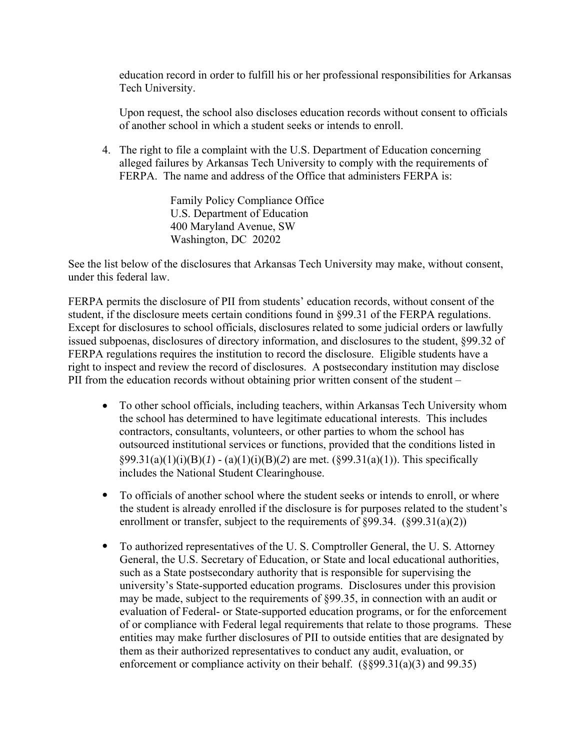education record in order to fulfill his or her professional responsibilities for Arkansas Tech University.

Upon request, the school also discloses education records without consent to officials of another school in which a student seeks or intends to enroll.

4. The right to file a complaint with the U.S. Department of Education concerning alleged failures by Arkansas Tech University to comply with the requirements of FERPA. The name and address of the Office that administers FERPA is:

   Family Policy Compliance Office
   U.S. Department of Education
   400 Maryland Avenue, SW
   Washington, DC 20202

See the list below of the disclosures that Arkansas Tech University may make, without consent, under this federal law.

FERPA permits the disclosure of PII from students' education records, without consent of the student, if the disclosure meets certain conditions found in §99.31 of the FERPA regulations. Except for disclosures to school officials, disclosures related to some judicial orders or lawfully issued subpoenas, disclosures of directory information, and disclosures to the student, §99.32 of FERPA regulations requires the institution to record the disclosure. Eligible students have a right to inspect and review the record of disclosures. A postsecondary institution may disclose PII from the education records without obtaining prior written consent of the student –

- To other school officials, including teachers, within Arkansas Tech University whom the school has determined to have legitimate educational interests. This includes contractors, consultants, volunteers, or other parties to whom the school has outsourced institutional services or functions, provided that the conditions listed in §99.31(a)(1)(i)(B)(*1*) - (a)(1)(i)(B)(*2*) are met. (§99.31(a)(1)). This specifically includes the National Student Clearinghouse.
- To officials of another school where the student seeks or intends to enroll, or where the student is already enrolled if the disclosure is for purposes related to the student's enrollment or transfer, subject to the requirements of §99.34. (§99.31(a)(2))
- To authorized representatives of the U. S. Comptroller General, the U. S. Attorney General, the U.S. Secretary of Education, or State and local educational authorities, such as a State postsecondary authority that is responsible for supervising the university's State-supported education programs. Disclosures under this provision may be made, subject to the requirements of §99.35, in connection with an audit or evaluation of Federal- or State-supported education programs, or for the enforcement of or compliance with Federal legal requirements that relate to those programs. These entities may make further disclosures of PII to outside entities that are designated by them as their authorized representatives to conduct any audit, evaluation, or enforcement or compliance activity on their behalf. (§§99.31(a)(3) and 99.35)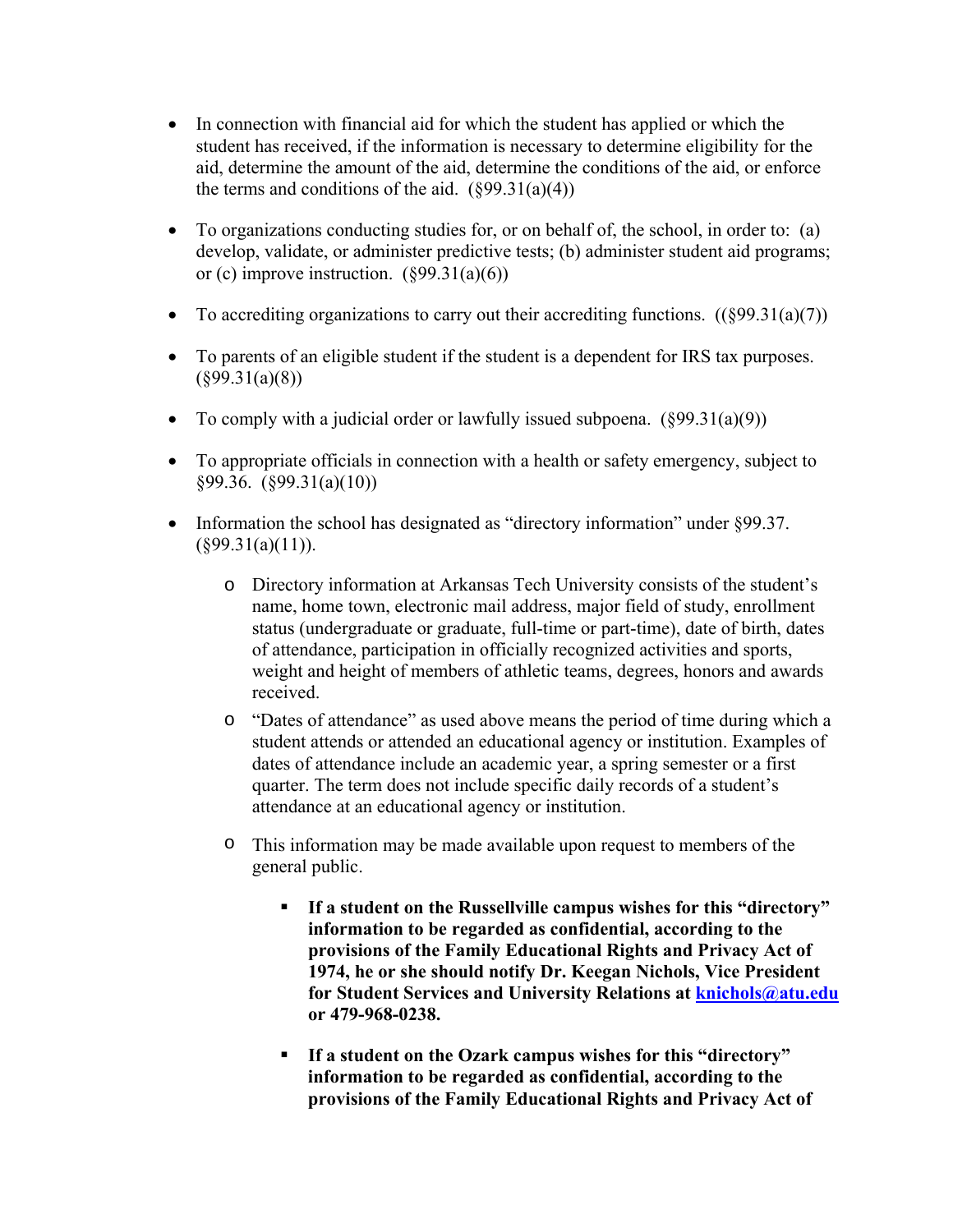- In connection with financial aid for which the student has applied or which the student has received, if the information is necessary to determine eligibility for the aid, determine the amount of the aid, determine the conditions of the aid, or enforce the terms and conditions of the aid. (§99.31(a)(4))

- To organizations conducting studies for, or on behalf of, the school, in order to: (a) develop, validate, or administer predictive tests; (b) administer student aid programs; or (c) improve instruction. (§99.31(a)(6))

- To accrediting organizations to carry out their accrediting functions. ((§99.31(a)(7))

- To parents of an eligible student if the student is a dependent for IRS tax purposes. (§99.31(a)(8))

- To comply with a judicial order or lawfully issued subpoena. (§99.31(a)(9))

- To appropriate officials in connection with a health or safety emergency, subject to §99.36. (§99.31(a)(10))

- Information the school has designated as "directory information" under §99.37. (§99.31(a)(11)).
    - Directory information at Arkansas Tech University consists of the student's name, home town, electronic mail address, major field of study, enrollment status (undergraduate or graduate, full-time or part-time), date of birth, dates of attendance, participation in officially recognized activities and sports, weight and height of members of athletic teams, degrees, honors and awards received.
    - "Dates of attendance" as used above means the period of time during which a student attends or attended an educational agency or institution. Examples of dates of attendance include an academic year, a spring semester or a first quarter. The term does not include specific daily records of a student's attendance at an educational agency or institution.
    - This information may be made available upon request to members of the general public.
        - **If a student on the Russellville campus wishes for this "directory" information to be regarded as confidential, according to the provisions of the Family Educational Rights and Privacy Act of 1974, he or she should notify Dr. Keegan Nichols, Vice President for Student Services and University Relations at knichols@atu.edu or 479-968-0238.**
        - **If a student on the Ozark campus wishes for this "directory" information to be regarded as confidential, according to the provisions of the Family Educational Rights and Privacy Act of**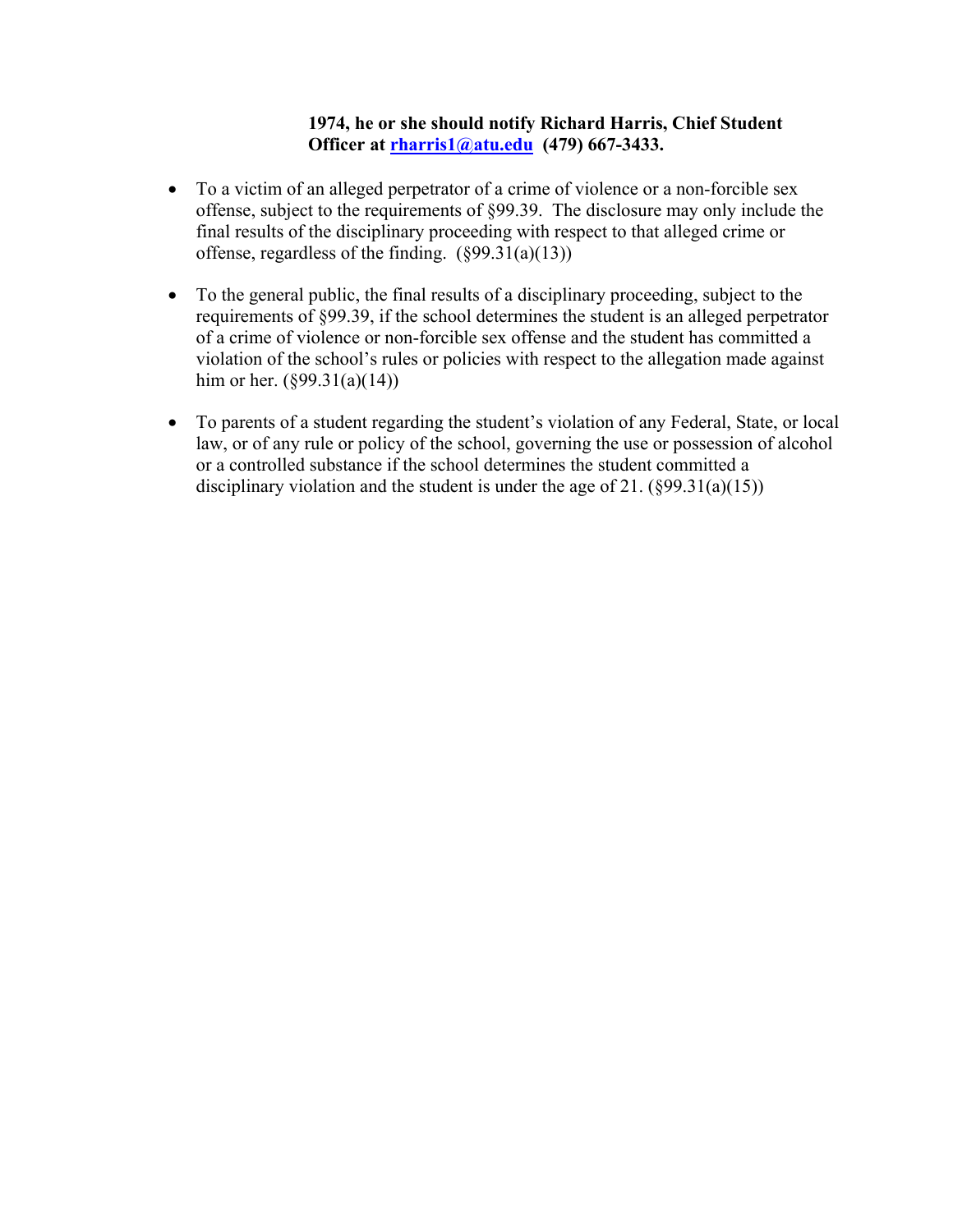**1974, he or she should notify Richard Harris, Chief Student Officer at rharris1@atu.edu (479) 667-3433.**

- To a victim of an alleged perpetrator of a crime of violence or a non-forcible sex offense, subject to the requirements of §99.39. The disclosure may only include the final results of the disciplinary proceeding with respect to that alleged crime or offense, regardless of the finding. (§99.31(a)(13))

- To the general public, the final results of a disciplinary proceeding, subject to the requirements of §99.39, if the school determines the student is an alleged perpetrator of a crime of violence or non-forcible sex offense and the student has committed a violation of the school's rules or policies with respect to the allegation made against him or her. (§99.31(a)(14))

- To parents of a student regarding the student's violation of any Federal, State, or local law, or of any rule or policy of the school, governing the use or possession of alcohol or a controlled substance if the school determines the student committed a disciplinary violation and the student is under the age of 21. (§99.31(a)(15))